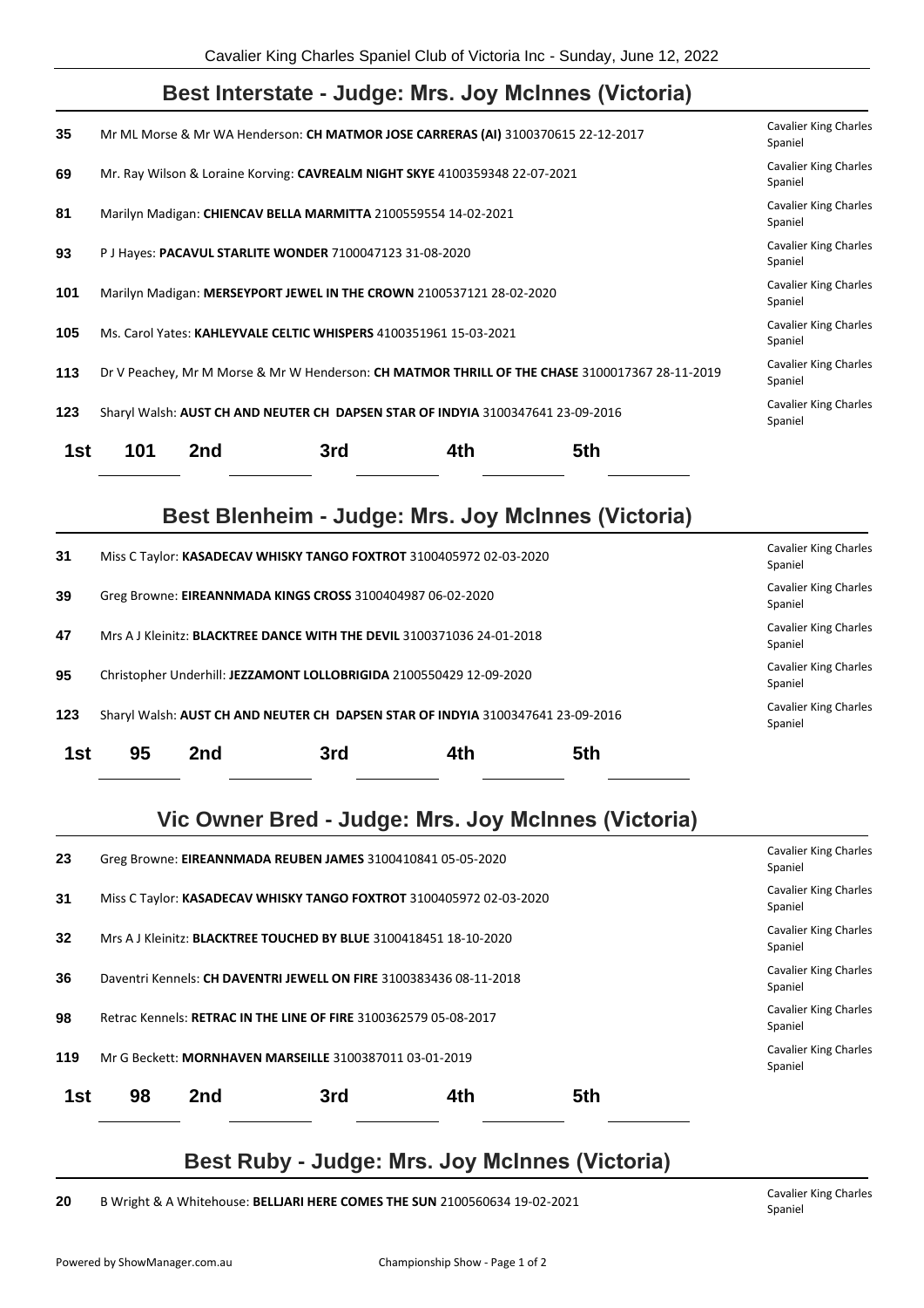## Best Interstate - Judge: Mrs. Joy McInnes (Victoria)

| | | |
|---|---|---|
| **35** | Mr ML Morse & Mr WA Henderson: **CH MATMOR JOSE CARRERAS (AI)** 3100370615 22-12-2017 | Cavalier King Charles Spaniel |
| **69** | Mr. Ray Wilson & Loraine Korving: **CAVREALM NIGHT SKYE** 4100359348 22-07-2021 | Cavalier King Charles Spaniel |
| **81** | Marilyn Madigan: **CHIENCAV BELLA MARMITTA** 2100559554 14-02-2021 | Cavalier King Charles Spaniel |
| **93** | P J Hayes: **PACAVUL STARLITE WONDER** 7100047123 31-08-2020 | Cavalier King Charles Spaniel |
| **101** | Marilyn Madigan: **MERSEYPORT JEWEL IN THE CROWN** 2100537121 28-02-2020 | Cavalier King Charles Spaniel |
| **105** | Ms. Carol Yates: **KAHLEYVALE CELTIC WHISPERS** 4100351961 15-03-2021 | Cavalier King Charles Spaniel |
| **113** | Dr V Peachey, Mr M Morse & Mr W Henderson: **CH MATMOR THRILL OF THE CHASE** 3100017367 28-11-2019 | Cavalier King Charles Spaniel |
| **123** | Sharyl Walsh: **AUST CH AND NEUTER CH DAPSEN STAR OF INDYIA** 3100347641 23-09-2016 | Cavalier King Charles Spaniel |

**1st** 101 **2nd** ____ **3rd** ____ **4th** ____ **5th** ____

## Best Blenheim - Judge: Mrs. Joy McInnes (Victoria)

| | | |
|---|---|---|
| **31** | Miss C Taylor: **KASADECAV WHISKY TANGO FOXTROT** 3100405972 02-03-2020 | Cavalier King Charles Spaniel |
| **39** | Greg Browne: **EIREANNMADA KINGS CROSS** 3100404987 06-02-2020 | Cavalier King Charles Spaniel |
| **47** | Mrs A J Kleinitz: **BLACKTREE DANCE WITH THE DEVIL** 3100371036 24-01-2018 | Cavalier King Charles Spaniel |
| **95** | Christopher Underhill: **JEZZAMONT LOLLOBRIGIDA** 2100550429 12-09-2020 | Cavalier King Charles Spaniel |
| **123** | Sharyl Walsh: **AUST CH AND NEUTER CH DAPSEN STAR OF INDYIA** 3100347641 23-09-2016 | Cavalier King Charles Spaniel |

**1st** 95 **2nd** ____ **3rd** ____ **4th** ____ **5th** ____

## Vic Owner Bred - Judge: Mrs. Joy McInnes (Victoria)

| | | |
|---|---|---|
| **23** | Greg Browne: **EIREANNMADA REUBEN JAMES** 3100410841 05-05-2020 | Cavalier King Charles Spaniel |
| **31** | Miss C Taylor: **KASADECAV WHISKY TANGO FOXTROT** 3100405972 02-03-2020 | Cavalier King Charles Spaniel |
| **32** | Mrs A J Kleinitz: **BLACKTREE TOUCHED BY BLUE** 3100418451 18-10-2020 | Cavalier King Charles Spaniel |
| **36** | Daventri Kennels: **CH DAVENTRI JEWELL ON FIRE** 3100383436 08-11-2018 | Cavalier King Charles Spaniel |
| **98** | Retrac Kennels: **RETRAC IN THE LINE OF FIRE** 3100362579 05-08-2017 | Cavalier King Charles Spaniel |
| **119** | Mr G Beckett: **MORNHAVEN MARSEILLE** 3100387011 03-01-2019 | Cavalier King Charles Spaniel |

**1st** 98 **2nd** ____ **3rd** ____ **4th** ____ **5th** ____

## Best Ruby - Judge: Mrs. Joy McInnes (Victoria)

| | | |
|---|---|---|
| **20** | B Wright & A Whitehouse: **BELLJARI HERE COMES THE SUN** 2100560634 19-02-2021 | Cavalier King Charles Spaniel |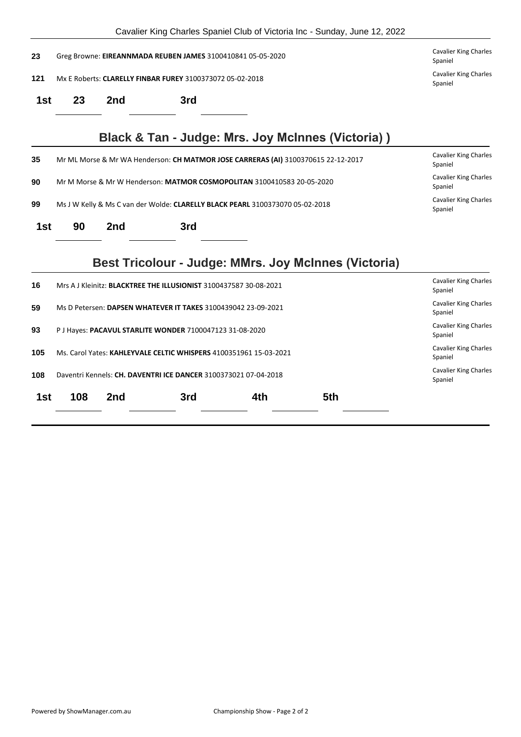| | | |
|---|---|---|
| **23** | Greg Browne: **EIREANNMADA REUBEN JAMES** 3100410841 05-05-2020 | Cavalier King Charles Spaniel |
| **121** | Mx E Roberts: **CLARELLY FINBAR FUREY** 3100373072 05-02-2018 | Cavalier King Charles Spaniel |

**1st** 23 **2nd** ______ **3rd** ______

## Black & Tan - Judge: Mrs. Joy McInnes (Victoria) )

| | | |
|---|---|---|
| **35** | Mr ML Morse & Mr WA Henderson: **CH MATMOR JOSE CARRERAS (AI)** 3100370615 22-12-2017 | Cavalier King Charles Spaniel |
| **90** | Mr M Morse & Mr W Henderson: **MATMOR COSMOPOLITAN** 3100410583 20-05-2020 | Cavalier King Charles Spaniel |
| **99** | Ms J W Kelly & Ms C van der Wolde: **CLARELLY BLACK PEARL** 3100373070 05-02-2018 | Cavalier King Charles Spaniel |

**1st** 90 **2nd** ______ **3rd** ______

## Best Tricolour - Judge: MMrs. Joy McInnes (Victoria)

| | | |
|---|---|---|
| **16** | Mrs A J Kleinitz: **BLACKTREE THE ILLUSIONIST** 3100437587 30-08-2021 | Cavalier King Charles Spaniel |
| **59** | Ms D Petersen: **DAPSEN WHATEVER IT TAKES** 3100439042 23-09-2021 | Cavalier King Charles Spaniel |
| **93** | P J Hayes: **PACAVUL STARLITE WONDER** 7100047123 31-08-2020 | Cavalier King Charles Spaniel |
| **105** | Ms. Carol Yates: **KAHLEYVALE CELTIC WHISPERS** 4100351961 15-03-2021 | Cavalier King Charles Spaniel |
| **108** | Daventri Kennels: **CH. DAVENTRI ICE DANCER** 3100373021 07-04-2018 | Cavalier King Charles Spaniel |

**1st** 108 **2nd** ______ **3rd** ______ **4th** ______ **5th** ______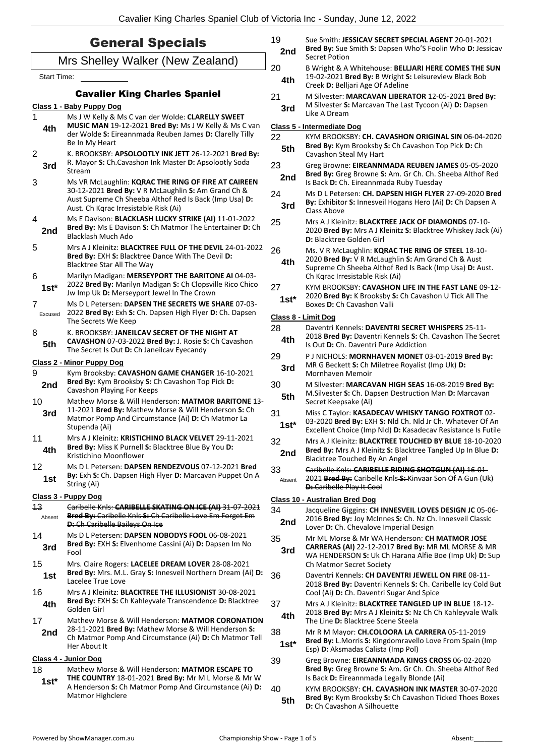# General Specials

## Mrs Shelley Walker (New Zealand)

Start Time: ___________

### Cavalier King Charles Spaniel

**Class 1 - Baby Puppy Dog**

1 — **4th** — Ms J W Kelly & Ms C van der Wolde: **CLARELLY SWEET MUSIC MAN** 19-12-2021 **Bred By:** Ms J W Kelly & Ms C van der Wolde **S:** Eireannmada Reuben James **D:** Clarelly Tilly Be In My Heart

2 — **3rd** — K. BROOKSBY: **APSOLOOTLY INK JETT** 26-12-2021 **Bred By:** R. Mayor **S:** Ch.Cavashon Ink Master **D:** Apsolootly Soda Stream

3 — Ms VR McLaughlin: **KQRAC THE RING OF FIRE AT CAIREEN** 30-12-2021 **Bred By:** V R McLaughlin **S:** Am Grand Ch & Aust Supreme Ch Sheeba Althof Red Is Back (Imp Usa) **D:** Aust. Ch Kqrac Irresistable Risk (Ai)

4 — **2nd** — Ms E Davison: **BLACKLASH LUCKY STRIKE (AI)** 11-01-2022 **Bred By:** Ms E Davison **S:** Ch Matmor The Entertainer **D:** Ch Blacklash Much Ado

5 — Mrs A J Kleinitz: **BLACKTREE FULL OF THE DEVIL** 24-01-2022 **Bred By:** EXH **S:** Blacktree Dance With The Devil **D:** Blacktree Star All The Way

6 — **1st*** — Marilyn Madigan: **MERSEYPORT THE BARITONE AI** 04-03-2022 **Bred By:** Marilyn Madigan **S:** Ch Clopsville Rico Chico Jw Imp Uk **D:** Merseyport Jewel In The Crown

7 — Excused — Ms D L Petersen: **DAPSEN THE SECRETS WE SHARE** 07-03-2022 **Bred By:** Exh **S:** Ch. Dapsen High Flyer **D:** Ch. Dapsen The Secrets We Keep

8 — **5th** — K. BROOKSBY: **JANEILCAV SECRET OF THE NIGHT AT CAVASHON** 07-03-2022 **Bred By:** J. Rosie **S:** Ch Cavashon The Secret Is Out **D:** Ch Janeilcav Eyecandy

**Class 2 - Minor Puppy Dog**

9 — **2nd** — Kym Brooksby: **CAVASHON GAME CHANGER** 16-10-2021 **Bred By:** Kym Brooksby **S:** Ch Cavashon Top Pick **D:** Cavashon Playing For Keeps

10 — **3rd** — Mathew Morse & Will Henderson: **MATMOR BARITONE** 13-11-2021 **Bred By:** Mathew Morse & Will Henderson **S:** Ch Matmor Pomp And Circumstance (Ai) **D:** Ch Matmor La Stupenda (Ai)

11 — **4th** — Mrs A J Kleinitz: **KRISTICHINO BLACK VELVET** 29-11-2021 **Bred By:** Miss K Purnell **S:** Blacktree Blue By You **D:** Kristichino Moonflower

12 — **1st** — Ms D L Petersen: **DAPSEN RENDEZVOUS** 07-12-2021 **Bred By:** Exh **S:** Ch. Dapsen High Flyer **D:** Marcavan Puppet On A String (Ai)

**Class 3 - Puppy Dog**

~~13~~ — Absent — ~~Caribelle Knls: **CARIBELLE SKATING ON ICE (AI)** 31-07-2021 **Bred By:** Caribelle Knls **S:** Ch Caribelle Love Em Forget Em **D:** Ch Caribelle Baileys On Ice~~

14 — **3rd** — Ms D L Petersen: **DAPSEN NOBODYS FOOL** 06-08-2021 **Bred By:** EXH **S:** Elvenhome Cassini (Ai) **D:** Dapsen Im No Fool

15 — **1st** — Mrs. Claire Rogers: **LACELEE DREAM LOVER** 28-08-2021 **Bred By:** Mrs. M.L. Gray **S:** Innesveil Northern Dream (Ai) **D:** Lacelee True Love

16 — **4th** — Mrs A J Kleinitz: **BLACKTREE THE ILLUSIONIST** 30-08-2021 **Bred By:** EXH **S:** Ch Kahleyvale Transcendence **D:** Blacktree Golden Girl

17 — **2nd** — Mathew Morse & Will Henderson: **MATMOR CORONATION** 28-11-2021 **Bred By:** Mathew Morse & Will Henderson **S:** Ch Matmor Pomp And Circumstance (Ai) **D:** Ch Matmor Tell Her About It

**Class 4 - Junior Dog**

18 — **1st*** — Mathew Morse & Will Henderson: **MATMOR ESCAPE TO THE COUNTRY** 18-01-2021 **Bred By:** Mr M L Morse & Mr W A Henderson **S:** Ch Matmor Pomp And Circumstance (Ai) **D:** Matmor Highclere

19 — **2nd** — Sue Smith: **JESSICAV SECRET SPECIAL AGENT** 20-01-2021 **Bred By:** Sue Smith **S:** Dapsen Who'S Foolin Who **D:** Jessicav Secret Potion

20 — **4th** — B Wright & A Whitehouse: **BELLJARI HERE COMES THE SUN** 19-02-2021 **Bred By:** B Wright **S:** Leisureview Black Bob Creek **D:** Belljari Age Of Adeline

21 — **3rd** — M Silvester: **MARCAVAN LIBERATOR** 12-05-2021 **Bred By:** M Silvester **S:** Marcavan The Last Tycoon (Ai) **D:** Dapsen Like A Dream

**Class 5 - Intermediate Dog**

22 — **5th** — KYM BROOKSBY: **CH. CAVASHON ORIGINAL SIN** 06-04-2020 **Bred By:** Kym Brooksby **S:** Ch Cavashon Top Pick **D:** Ch Cavashon Steal My Hart

23 — **2nd** — Greg Browne: **EIREANNMADA REUBEN JAMES** 05-05-2020 **Bred By:** Greg Browne **S:** Am. Gr Ch. Ch. Sheeba Althof Red Is Back **D:** Ch. Eireannmada Ruby Tuesday

24 — **3rd** — Ms D L Petersen: **CH. DAPSEN HIGH FLYER** 27-09-2020 **Bred By:** Exhibitor **S:** Innesveil Hogans Hero (Ai) **D:** Ch Dapsen A Class Above

25 — Mrs A J Kleinitz: **BLACKTREE JACK OF DIAMONDS** 07-10-2020 **Bred By:** Mrs A J Kleinitz **S:** Blacktree Whiskey Jack (Ai) **D:** Blacktree Golden Girl

26 — **4th** — Ms. V R McLaughlin: **KQRAC THE RING OF STEEL** 18-10-2020 **Bred By:** V R McLaughlin **S:** Am Grand Ch & Aust Supreme Ch Sheeba Althof Red Is Back (Imp Usa) **D:** Aust. Ch Kqrac Irresistable Risk (Ai)

27 — **1st*** — KYM BROOKSBY: **CAVASHON LIFE IN THE FAST LANE** 09-12-2020 **Bred By:** K Brooksby **S:** Ch Cavashon U Tick All The Boxes **D:** Ch Cavashon Valli

**Class 8 - Limit Dog**

28 — **4th** — Daventri Kennels: **DAVENTRI SECRET WHISPERS** 25-11-2018 **Bred By:** Daventri Kennels **S:** Ch. Cavashon The Secret Is Out **D:** Ch. Daventri Pure Addiction

29 — **3rd** — P J NICHOLS: **MORNHAVEN MONET** 03-01-2019 **Bred By:** MR G Beckett **S:** Ch Miletree Royalist (Imp Uk) **D:** Mornhaven Memoir

30 — **5th** — M Silvester: **MARCAVAN HIGH SEAS** 16-08-2019 **Bred By:** M.Silvester **S:** Ch. Dapsen Destruction Man **D:** Marcavan Secret Keepsake (Ai)

31 — **1st*** — Miss C Taylor: **KASADECAV WHISKY TANGO FOXTROT** 02-03-2020 **Bred By:** EXH **S:** Nld Ch. Nld Jr Ch. Whatever Of An Excellent Choice (Imp Nld) **D:** Kasadecav Resistance Is Futile

32 — **2nd** — Mrs A J Kleinitz: **BLACKTREE TOUCHED BY BLUE** 18-10-2020 **Bred By:** Mrs A J Kleinitz **S:** Blacktree Tangled Up In Blue **D:** Blacktree Touched By An Angel

~~33~~ — Absent — ~~Caribelle Knls: **CARIBELLE RIDING SHOTGUN (AI)** 16-01-2021 **Bred By:** Caribelle Knls **S:** Kinvaar Son Of A Gun (Uk) **D:** Caribelle Play It Cool~~

**Class 10 - Australian Bred Dog**

34 — **2nd** — Jacqueline Giggins: **CH INNESVEIL LOVES DESIGN JC** 05-06-2016 **Bred By:** Joy McInnes **S:** Ch. Nz Ch. Innesveil Classic Lover **D:** Ch. Chevalove Imperial Design

35 — **3rd** — Mr ML Morse & Mr WA Henderson: **CH MATMOR JOSE CARRERAS (AI)** 22-12-2017 **Bred By:** MR ML MORSE & MR WA HENDERSON **S:** Uk Ch Harana Alfie Boe (Imp Uk) **D:** Sup Ch Matmor Secret Society

36 — Daventri Kennels: **CH DAVENTRI JEWELL ON FIRE** 08-11-2018 **Bred By:** Daventri Kennels **S:** Ch. Caribelle Icy Cold But Cool (Ai) **D:** Ch. Daventri Sugar And Spice

37 — **4th** — Mrs A J Kleinitz: **BLACKTREE TANGLED UP IN BLUE** 18-12-2018 **Bred By:** Mrs A J Kleinitz **S:** Nz Ch Ch Kahleyvale Walk The Line **D:** Blacktree Scene Steela

38 — **1st*** — Mr R M Mayor: **CH.COLOORA LA CARRERA** 05-11-2019 **Bred By:** L.Morris **S:** Kingdomravello Love From Spain (Imp Esp) **D:** Aksmadas Calista (Imp Pol)

39 — Greg Browne: **EIREANNMADA KINGS CROSS** 06-02-2020 **Bred By:** Greg Browne **S:** Am. Gr. Ch. Ch. Sheeba Althof Red Is Back **D:** Eireannmada Legally Blonde (Ai)

40 — **5th** — KYM BROOKSBY: **CH. CAVASHON INK MASTER** 30-07-2020 **Bred By:** Kym Brooksby **S:** Ch Cavashon Ticked Thoes Boxes **D:** Ch Cavashon A Silhouette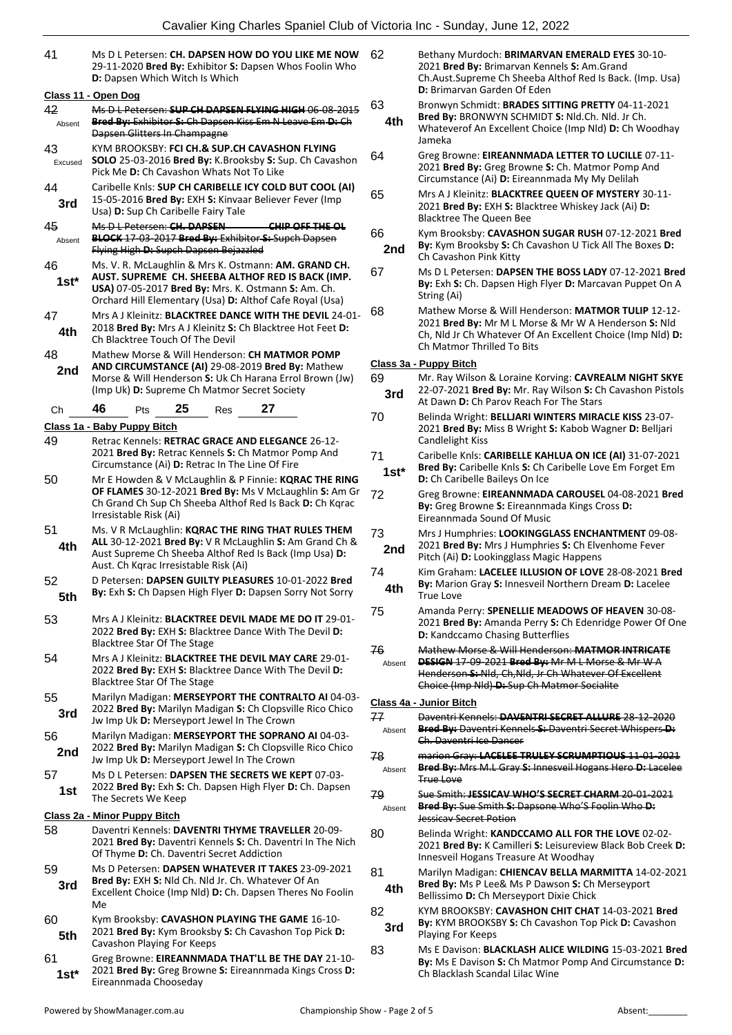41 Ms D L Petersen: **CH. DAPSEN HOW DO YOU LIKE ME NOW** 29-11-2020 **Bred By:** Exhibitor **S:** Dapsen Whos Foolin Who **D:** Dapsen Which Witch Is Which

### Class 11 - Open Dog

42 (Absent) ~~Ms D L Petersen: **SUP CH DAPSEN FLYING HIGH** 06-08-2015 **Bred By:** Exhibitor **S:** Ch Dapsen Kiss Em N Leave Em **D:** Ch Dapsen Glitters In Champagne~~

43 (Excused) KYM BROOKSBY: **FCI CH.& SUP.CH CAVASHON FLYING SOLO** 25-03-2016 **Bred By:** K.Brooksby **S:** Sup. Ch Cavashon Pick Me **D:** Ch Cavashon Whats Not To Like

44 (3rd) Caribelle Knls: **SUP CH CARIBELLE ICY COLD BUT COOL (AI)** 15-05-2016 **Bred By:** EXH **S:** Kinvaar Believer Fever (Imp Usa) **D:** Sup Ch Caribelle Fairy Tale

45 (Absent) ~~Ms D L Petersen: **CH. DAPSEN CHIP OFF THE OL BLOCK** 17-03-2017 **Bred By:** Exhibitor **S:** Supch Dapsen Flying High **D:** Supch Dapsen Bejazzled~~

46 (1st*) Ms. V. R. McLaughlin & Mrs K. Ostmann: **AM. GRAND CH. AUST. SUPREME CH. SHEEBA ALTHOF RED IS BACK (IMP. USA)** 07-05-2017 **Bred By:** Mrs. K. Ostmann **S:** Am. Ch. Orchard Hill Elementary (Usa) **D:** Althof Cafe Royal (Usa)

47 (4th) Mrs A J Kleinitz: **BLACKTREE DANCE WITH THE DEVIL** 24-01-2018 **Bred By:** Mrs A J Kleinitz **S:** Ch Blacktree Hot Feet **D:** Ch Blacktree Touch Of The Devil

48 (2nd) Mathew Morse & Will Henderson: **CH MATMOR POMP AND CIRCUMSTANCE (AI)** 29-08-2019 **Bred By:** Mathew Morse & Will Henderson **S:** Uk Ch Harana Errol Brown (Jw) (Imp Uk) **D:** Supreme Ch Matmor Secret Society

Ch 46 Pts 25 Res 27

### Class 1a - Baby Puppy Bitch

49 Retrac Kennels: **RETRAC GRACE AND ELEGANCE** 26-12-2021 **Bred By:** Retrac Kennels **S:** Ch Matmor Pomp And Circumstance (Ai) **D:** Retrac In The Line Of Fire

50 Mr E Howden & V McLaughlin & P Finnie: **KQRAC THE RING OF FLAMES** 30-12-2021 **Bred By:** Ms V McLaughlin **S:** Am Gr Ch Grand Ch Sup Ch Sheeba Althof Red Is Back **D:** Ch Kqrac Irresistable Risk (Ai)

51 (4th) Ms. V R McLaughlin: **KQRAC THE RING THAT RULES THEM ALL** 30-12-2021 **Bred By:** V R McLaughlin **S:** Am Grand Ch & Aust Supreme Ch Sheeba Althof Red Is Back (Imp Usa) **D:** Aust. Ch Kqrac Irresistable Risk (Ai)

52 (5th) D Petersen: **DAPSEN GUILTY PLEASURES** 10-01-2022 **Bred By:** Exh **S:** Ch Dapsen High Flyer **D:** Dapsen Sorry Not Sorry

53 Mrs A J Kleinitz: **BLACKTREE DEVIL MADE ME DO IT** 29-01-2022 **Bred By:** EXH **S:** Blacktree Dance With The Devil **D:** Blacktree Star Of The Stage

54 Mrs A J Kleinitz: **BLACKTREE THE DEVIL MAY CARE** 29-01-2022 **Bred By:** EXH **S:** Blacktree Dance With The Devil **D:** Blacktree Star Of The Stage

55 (3rd) Marilyn Madigan: **MERSEYPORT THE CONTRALTO AI** 04-03-2022 **Bred By:** Marilyn Madigan **S:** Ch Clopsville Rico Chico Jw Imp Uk **D:** Merseyport Jewel In The Crown

56 (2nd) Marilyn Madigan: **MERSEYPORT THE SOPRANO AI** 04-03-2022 **Bred By:** Marilyn Madigan **S:** Ch Clopsville Rico Chico Jw Imp Uk **D:** Merseyport Jewel In The Crown

57 (1st) Ms D L Petersen: **DAPSEN THE SECRETS WE KEPT** 07-03-2022 **Bred By:** Exh **S:** Ch. Dapsen High Flyer **D:** Ch. Dapsen The Secrets We Keep

### Class 2a - Minor Puppy Bitch

58 Daventri Kennels: **DAVENTRI THYME TRAVELLER** 20-09-2021 **Bred By:** Daventri Kennels **S:** Ch. Daventri In The Nich Of Thyme **D:** Ch. Daventri Secret Addiction

59 (3rd) Ms D Petersen: **DAPSEN WHATEVER IT TAKES** 23-09-2021 **Bred By:** EXH **S:** Nld Ch. Nld Jr. Ch. Whatever Of An Excellent Choice (Imp Nld) **D:** Ch. Dapsen Theres No Foolin Me

60 (5th) Kym Brooksby: **CAVASHON PLAYING THE GAME** 16-10-2021 **Bred By:** Kym Brooksby **S:** Ch Cavashon Top Pick **D:** Cavashon Playing For Keeps

61 (1st*) Greg Browne: **EIREANNMADA THAT'LL BE THE DAY** 21-10-2021 **Bred By:** Greg Browne **S:** Eireannmada Kings Cross **D:** Eireannmada Chooseday

62 Bethany Murdoch: **BRIMARVAN EMERALD EYES** 30-10-2021 **Bred By:** Brimarvan Kennels **S:** Am.Grand Ch.Aust.Supreme Ch Sheeba Althof Red Is Back. (Imp. Usa) **D:** Brimarvan Garden Of Eden

63 (4th) Bronwyn Schmidt: **BRADES SITTING PRETTY** 04-11-2021 **Bred By:** BRONWYN SCHMIDT **S:** Nld.Ch. Nld. Jr Ch. Whateverof An Excellent Choice (Imp Nld) **D:** Ch Woodhay Jameka

64 Greg Browne: **EIREANNMADA LETTER TO LUCILLE** 07-11-2021 **Bred By:** Greg Browne **S:** Ch. Matmor Pomp And Circumstance (Ai) **D:** Eireannmada My My Delilah

65 Mrs A J Kleinitz: **BLACKTREE QUEEN OF MYSTERY** 30-11-2021 **Bred By:** EXH **S:** Blacktree Whiskey Jack (Ai) **D:** Blacktree The Queen Bee

66 (2nd) Kym Brooksby: **CAVASHON SUGAR RUSH** 07-12-2021 **Bred By:** Kym Brooksby **S:** Ch Cavashon U Tick All The Boxes **D:** Ch Cavashon Pink Kitty

67 Ms D L Petersen: **DAPSEN THE BOSS LADY** 07-12-2021 **Bred By:** Exh **S:** Ch. Dapsen High Flyer **D:** Marcavan Puppet On A String (Ai)

68 Mathew Morse & Will Henderson: **MATMOR TULIP** 12-12-2021 **Bred By:** Mr M L Morse & Mr W A Henderson **S:** Nld Ch, Nld Jr Ch Whatever Of An Excellent Choice (Imp Nld) **D:** Ch Matmor Thrilled To Bits

### Class 3a - Puppy Bitch

69 (3rd) Mr. Ray Wilson & Loraine Korving: **CAVREALM NIGHT SKYE** 22-07-2021 **Bred By:** Mr. Ray Wilson **S:** Ch Cavashon Pistols At Dawn **D:** Ch Parov Reach For The Stars

70 Belinda Wright: **BELLJARI WINTERS MIRACLE KISS** 23-07-2021 **Bred By:** Miss B Wright **S:** Kabob Wagner **D:** Belljari Candlelight Kiss

71 (1st*) Caribelle Knls: **CARIBELLE KAHLUA ON ICE (AI)** 31-07-2021 **Bred By:** Caribelle Knls **S:** Ch Caribelle Love Em Forget Em **D:** Ch Caribelle Baileys On Ice

72 Greg Browne: **EIREANNMADA CAROUSEL** 04-08-2021 **Bred By:** Greg Browne **S:** Eireannmada Kings Cross **D:** Eireannmada Sound Of Music

73 (2nd) Mrs J Humphries: **LOOKINGGLASS ENCHANTMENT** 09-08-2021 **Bred By:** Mrs J Humphries **S:** Ch Elvenhome Fever Pitch (Ai) **D:** Lookingglass Magic Happens

74 (4th) Kim Graham: **LACELEE ILLUSION OF LOVE** 28-08-2021 **Bred By:** Marion Gray **S:** Innesveil Northern Dream **D:** Lacelee True Love

75 Amanda Perry: **SPENELLIE MEADOWS OF HEAVEN** 30-08-2021 **Bred By:** Amanda Perry **S:** Ch Edenridge Power Of One **D:** Kandccamo Chasing Butterflies

76 (Absent) ~~Mathew Morse & Will Henderson: **MATMOR INTRICATE DESIGN** 17-09-2021 **Bred By:** Mr M L Morse & Mr W A Henderson **S:** Nld, Ch,Nld, Jr Ch Whatever Of Excellent Choice (Imp Nld) **D:** Sup Ch Matmor Socialite~~

### Class 4a - Junior Bitch

77 (Absent) ~~Daventri Kennels: **DAVENTRI SECRET ALLURE** 28-12-2020 **Bred By:** Daventri Kennels **S:** Daventri Secret Whispers **D:** Ch. Daventri Ice Dancer~~

78 (Absent) ~~marion Gray: **LACELEE TRULEY SCRUMPTIOUS** 11-01-2021 **Bred By:** Mrs M.L Gray **S:** Innesveil Hogans Hero **D:** Lacelee True Love~~

79 (Absent) ~~Sue Smith: **JESSICAV WHO'S SECRET CHARM** 20-01-2021 **Bred By:** Sue Smith **S:** Dapsone Who'S Foolin Who **D:** Jessicav Secret Potion~~

80 Belinda Wright: **KANDCCAMO ALL FOR THE LOVE** 02-02-2021 **Bred By:** K Camilleri **S:** Leisureview Black Bob Creek **D:** Innesveil Hogans Treasure At Woodhay

81 (4th) Marilyn Madigan: **CHIENCAV BELLA MARMITTA** 14-02-2021 **Bred By:** Ms P Lee& Ms P Dawson **S:** Ch Merseyport Bellissimo **D:** Ch Merseyport Dixie Chick

82 (3rd) KYM BROOKSBY: **CAVASHON CHIT CHAT** 14-03-2021 **Bred By:** KYM BROOKSBY **S:** Ch Cavashon Top Pick **D:** Cavashon Playing For Keeps

83 Ms E Davison: **BLACKLASH ALICE WILDING** 15-03-2021 **Bred By:** Ms E Davison **S:** Ch Matmor Pomp And Circumstance **D:** Ch Blacklash Scandal Lilac Wine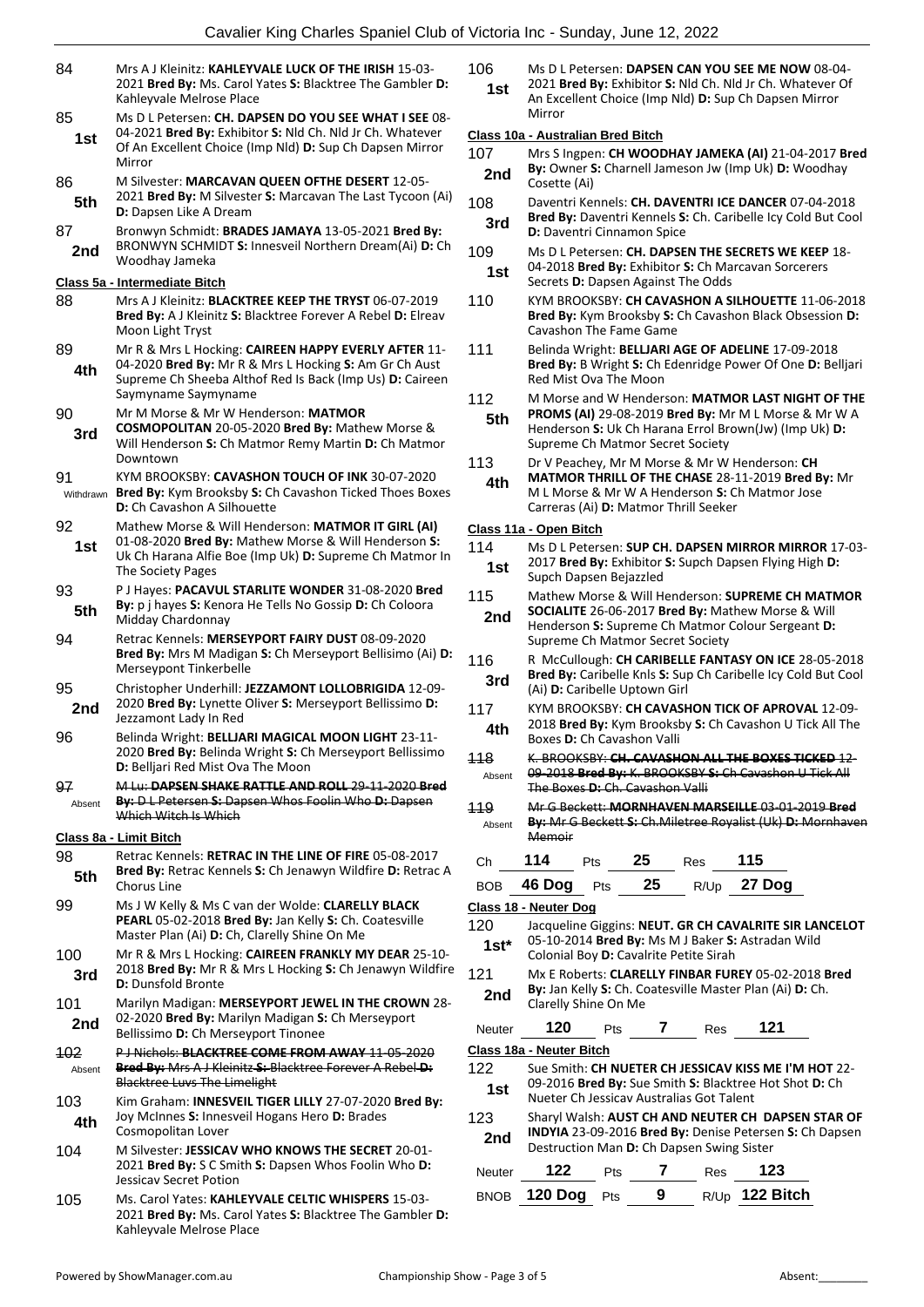84 Mrs A J Kleinitz: **KAHLEYVALE LUCK OF THE IRISH** 15-03-2021 **Bred By:** Ms. Carol Yates **S:** Blacktree The Gambler **D:** Kahleyvale Melrose Place

85 **1st** Ms D L Petersen: **CH. DAPSEN DO YOU SEE WHAT I SEE** 08-04-2021 **Bred By:** Exhibitor **S:** Nld Ch. Nld Jr Ch. Whatever Of An Excellent Choice (Imp Nld) **D:** Sup Ch Dapsen Mirror Mirror

86 **5th** M Silvester: **MARCAVAN QUEEN OFTHE DESERT** 12-05-2021 **Bred By:** M Silvester **S:** Marcavan The Last Tycoon (Ai) **D:** Dapsen Like A Dream

87 **2nd** Bronwyn Schmidt: **BRADES JAMAYA** 13-05-2021 **Bred By:** BRONWYN SCHMIDT **S:** Innesveil Northern Dream(Ai) **D:** Ch Woodhay Jameka

### Class 5a - Intermediate Bitch

88 Mrs A J Kleinitz: **BLACKTREE KEEP THE TRYST** 06-07-2019 **Bred By:** A J Kleinitz **S:** Blacktree Forever A Rebel **D:** Elreav Moon Light Tryst

89 **4th** Mr R & Mrs L Hocking: **CAIREEN HAPPY EVERLY AFTER** 11-04-2020 **Bred By:** Mr R & Mrs L Hocking **S:** Am Gr Ch Aust Supreme Ch Sheeba Althof Red Is Back (Imp Us) **D:** Caireen Saymyname Saymyname

90 **3rd** Mr M Morse & Mr W Henderson: **MATMOR COSMOPOLITAN** 20-05-2020 **Bred By:** Mathew Morse & Will Henderson **S:** Ch Matmor Remy Martin **D:** Ch Matmor Downtown

91 Withdrawn KYM BROOKSBY: **CAVASHON TOUCH OF INK** 30-07-2020 **Bred By:** Kym Brooksby **S:** Ch Cavashon Ticked Thoes Boxes **D:** Ch Cavashon A Silhouette

92 **1st** Mathew Morse & Will Henderson: **MATMOR IT GIRL (AI)** 01-08-2020 **Bred By:** Mathew Morse & Will Henderson **S:** Uk Ch Harana Alfie Boe (Imp Uk) **D:** Supreme Ch Matmor In The Society Pages

93 **5th** P J Hayes: **PACAVUL STARLITE WONDER** 31-08-2020 **Bred By:** p j hayes **S:** Kenora He Tells No Gossip **D:** Ch Coloora Midday Chardonnay

94 Retrac Kennels: **MERSEYPORT FAIRY DUST** 08-09-2020 **Bred By:** Mrs M Madigan **S:** Ch Merseyport Bellisimo (Ai) **D:** Merseypont Tinkerbelle

95 **2nd** Christopher Underhill: **JEZZAMONT LOLLOBRIGIDA** 12-09-2020 **Bred By:** Lynette Oliver **S:** Merseyport Bellissimo **D:** Jezzamont Lady In Red

96 Belinda Wright: **BELLJARI MAGICAL MOON LIGHT** 23-11-2020 **Bred By:** Belinda Wright **S:** Ch Merseyport Bellissimo **D:** Belljari Red Mist Ova The Moon

~~97~~ Absent ~~M Lu: **DAPSEN SHAKE RATTLE AND ROLL** 29-11-2020 **Bred By:** D L Petersen **S:** Dapsen Whos Foolin Who **D:** Dapsen Which Witch Is Which~~

### Class 8a - Limit Bitch

98 **5th** Retrac Kennels: **RETRAC IN THE LINE OF FIRE** 05-08-2017 **Bred By:** Retrac Kennels **S:** Ch Jenawyn Wildfire **D:** Retrac A Chorus Line

99 Ms J W Kelly & Ms C van der Wolde: **CLARELLY BLACK PEARL** 05-02-2018 **Bred By:** Jan Kelly **S:** Ch. Coatesville Master Plan (Ai) **D:** Ch, Clarelly Shine On Me

100 **3rd** Mr R & Mrs L Hocking: **CAIREEN FRANKLY MY DEAR** 25-10-2018 **Bred By:** Mr R & Mrs L Hocking **S:** Ch Jenawyn Wildfire **D:** Dunsfold Bronte

101 **2nd** Marilyn Madigan: **MERSEYPORT JEWEL IN THE CROWN** 28-02-2020 **Bred By:** Marilyn Madigan **S:** Ch Merseyport Bellissimo **D:** Ch Merseyport Tinonee

~~102~~ Absent ~~P J Nichols: **BLACKTREE COME FROM AWAY** 11-05-2020 **Bred By:** Mrs A J Kleinitz **S:** Blacktree Forever A Rebel **D:** Blacktree Luvs The Limelight~~

103 **4th** Kim Graham: **INNESVEIL TIGER LILLY** 27-07-2020 **Bred By:** Joy McInnes **S:** Innesveil Hogans Hero **D:** Brades Cosmopolitan Lover

104 M Silvester: **JESSICAV WHO KNOWS THE SECRET** 20-01-2021 **Bred By:** S C Smith **S:** Dapsen Whos Foolin Who **D:** Jessicav Secret Potion

105 Ms. Carol Yates: **KAHLEYVALE CELTIC WHISPERS** 15-03-2021 **Bred By:** Ms. Carol Yates **S:** Blacktree The Gambler **D:** Kahleyvale Melrose Place

106 **1st** Ms D L Petersen: **DAPSEN CAN YOU SEE ME NOW** 08-04-2021 **Bred By:** Exhibitor **S:** Nld Ch. Nld Jr Ch. Whatever Of An Excellent Choice (Imp Nld) **D:** Sup Ch Dapsen Mirror Mirror

### Class 10a - Australian Bred Bitch

107 **2nd** Mrs S Ingpen: **CH WOODHAY JAMEKA (AI)** 21-04-2017 **Bred By:** Owner **S:** Charnell Jameson Jw (Imp Uk) **D:** Woodhay Cosette (Ai)

108 **3rd** Daventri Kennels: **CH. DAVENTRI ICE DANCER** 07-04-2018 **Bred By:** Daventri Kennels **S:** Ch. Caribelle Icy Cold But Cool **D:** Daventri Cinnamon Spice

109 **1st** Ms D L Petersen: **CH. DAPSEN THE SECRETS WE KEEP** 18-04-2018 **Bred By:** Exhibitor **S:** Ch Marcavan Sorcerers Secrets **D:** Dapsen Against The Odds

110 KYM BROOKSBY: **CH CAVASHON A SILHOUETTE** 11-06-2018 **Bred By:** Kym Brooksby **S:** Ch Cavashon Black Obsession **D:** Cavashon The Fame Game

111 Belinda Wright: **BELLJARI AGE OF ADELINE** 17-09-2018 **Bred By:** B Wright **S:** Ch Edenridge Power Of One **D:** Belljari Red Mist Ova The Moon

112 **5th** M Morse and W Henderson: **MATMOR LAST NIGHT OF THE PROMS (AI)** 29-08-2019 **Bred By:** Mr M L Morse & Mr W A Henderson **S:** Uk Ch Harana Errol Brown(Jw) (Imp Uk) **D:** Supreme Ch Matmor Secret Society

113 **4th** Dr V Peachey, Mr M Morse & Mr W Henderson: **CH MATMOR THRILL OF THE CHASE** 28-11-2019 **Bred By:** Mr M L Morse & Mr W A Henderson **S:** Ch Matmor Jose Carreras (Ai) **D:** Matmor Thrill Seeker

### Class 11a - Open Bitch

114 **1st** Ms D L Petersen: **SUP CH. DAPSEN MIRROR MIRROR** 17-03-2017 **Bred By:** Exhibitor **S:** Supch Dapsen Flying High **D:** Supch Dapsen Bejazzled

115 **2nd** Mathew Morse & Will Henderson: **SUPREME CH MATMOR SOCIALITE** 26-06-2017 **Bred By:** Mathew Morse & Will Henderson **S:** Supreme Ch Matmor Colour Sergeant **D:** Supreme Ch Matmor Secret Society

116 **3rd** R McCullough: **CH CARIBELLE FANTASY ON ICE** 28-05-2018 **Bred By:** Caribelle Knls **S:** Sup Ch Caribelle Icy Cold But Cool (Ai) **D:** Caribelle Uptown Girl

117 **4th** KYM BROOKSBY: **CH CAVASHON TICK OF APROVAL** 12-09-2018 **Bred By:** Kym Brooksby **S:** Ch Cavashon U Tick All The Boxes **D:** Ch Cavashon Valli

~~118~~ Absent ~~K. BROOKSBY: **CH. CAVASHON ALL THE BOXES TICKED** 12-09-2018 **Bred By:** K. BROOKSBY **S:** Ch Cavashon U Tick All The Boxes **D:** Ch. Cavashon Valli~~

~~119~~ Absent ~~Mr G Beckett: **MORNHAVEN MARSEILLE** 03-01-2019 **Bred By:** Mr G Beckett **S:** Ch.Miletree Royalist (Uk) **D:** Mornhaven Memoir~~

| Ch | 114 | Pts | 25 | Res | 115 |
|---|---|---|---|---|---|
| BOB | 46 Dog | Pts | 25 | R/Up | 27 Dog |

### Class 18 - Neuter Dog

120 **1st*** Jacqueline Giggins: **NEUT. GR CH CAVALRITE SIR LANCELOT** 05-10-2014 **Bred By:** Ms M J Baker **S:** Astradan Wild Colonial Boy **D:** Cavalrite Petite Sirah

121 **2nd** Mx E Roberts: **CLARELLY FINBAR FUREY** 05-02-2018 **Bred By:** Jan Kelly **S:** Ch. Coatesville Master Plan (Ai) **D:** Ch. Clarelly Shine On Me

| Neuter | 120 | Pts | 7 | Res | 121 |
|---|---|---|---|---|---|

### Class 18a - Neuter Bitch

122 **1st** Sue Smith: **CH NUETER CH JESSICAV KISS ME I'M HOT** 22-09-2016 **Bred By:** Sue Smith **S:** Blacktree Hot Shot **D:** Ch Nueter Ch Jessicav Australias Got Talent

123 **2nd** Sharyl Walsh: **AUST CH AND NEUTER CH DAPSEN STAR OF INDIYA** 23-09-2016 **Bred By:** Denise Petersen **S:** Ch Dapsen Destruction Man **D:** Ch Dapsen Swing Sister

| Neuter | 122 | Pts | 7 | Res | 123 |
|---|---|---|---|---|---|
| BNOB | 120 Dog | Pts | 9 | R/Up | 122 Bitch |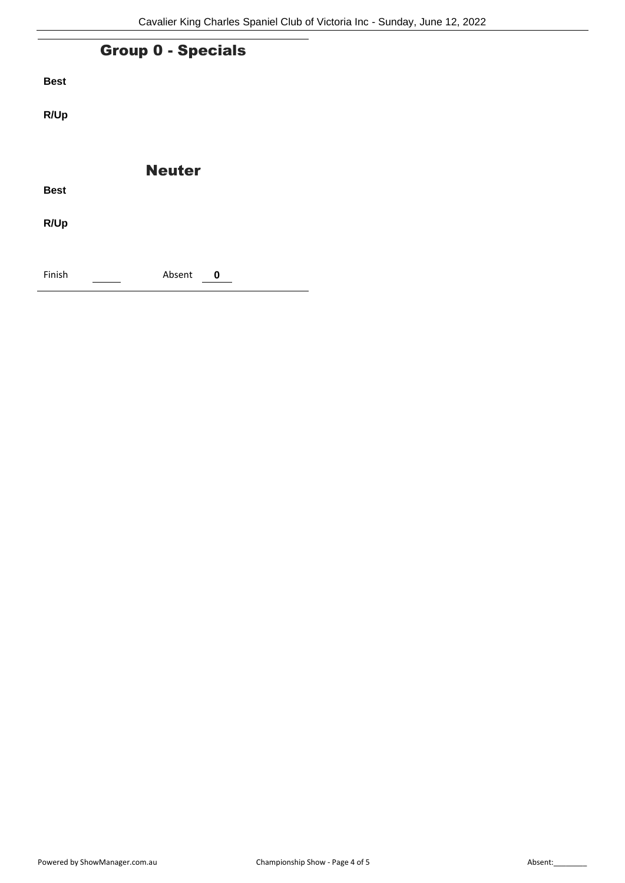## Group 0 - Specials

**Best**

**R/Up**

## Neuter

**Best**

**R/Up**

Finish ______ Absent **0**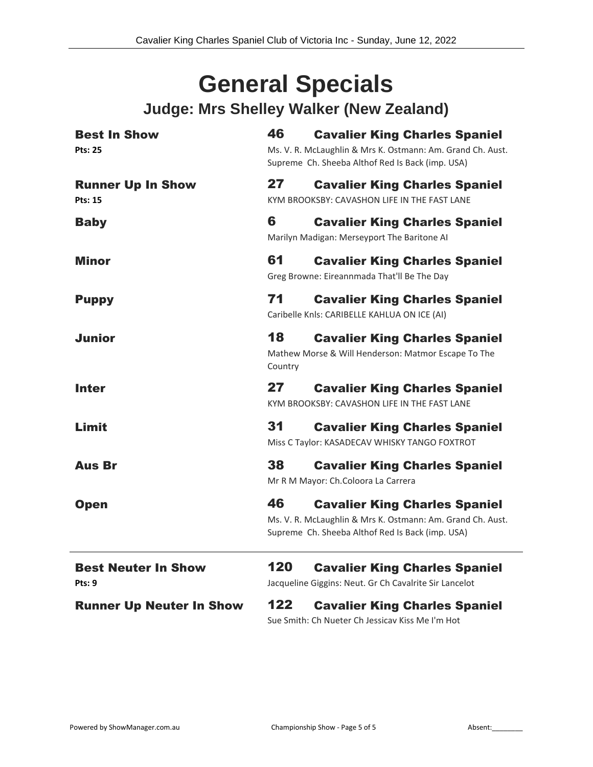# General Specials

## Judge: Mrs Shelley Walker (New Zealand)

| | | |
|---|---|---|
| **Best In Show** Pts: 25 | 46 | **Cavalier King Charles Spaniel** Ms. V. R. McLaughlin & Mrs K. Ostmann: Am. Grand Ch. Aust. Supreme Ch. Sheeba Althof Red Is Back (imp. USA) |
| **Runner Up In Show** Pts: 15 | 27 | **Cavalier King Charles Spaniel** KYM BROOKSBY: CAVASHON LIFE IN THE FAST LANE |
| **Baby** | 6 | **Cavalier King Charles Spaniel** Marilyn Madigan: Merseyport The Baritone AI |
| **Minor** | 61 | **Cavalier King Charles Spaniel** Greg Browne: Eireannmada That'll Be The Day |
| **Puppy** | 71 | **Cavalier King Charles Spaniel** Caribelle Knls: CARIBELLE KAHLUA ON ICE (AI) |
| **Junior** | 18 | **Cavalier King Charles Spaniel** Mathew Morse & Will Henderson: Matmor Escape To The Country |
| **Inter** | 27 | **Cavalier King Charles Spaniel** KYM BROOKSBY: CAVASHON LIFE IN THE FAST LANE |
| **Limit** | 31 | **Cavalier King Charles Spaniel** Miss C Taylor: KASADECAV WHISKY TANGO FOXTROT |
| **Aus Br** | 38 | **Cavalier King Charles Spaniel** Mr R M Mayor: Ch.Coloora La Carrera |
| **Open** | 46 | **Cavalier King Charles Spaniel** Ms. V. R. McLaughlin & Mrs K. Ostmann: Am. Grand Ch. Aust. Supreme Ch. Sheeba Althof Red Is Back (imp. USA) |

---

| | | |
|---|---|---|
| **Best Neuter In Show** Pts: 9 | 120 | **Cavalier King Charles Spaniel** Jacqueline Giggins: Neut. Gr Ch Cavalrite Sir Lancelot |
| **Runner Up Neuter In Show** | 122 | **Cavalier King Charles Spaniel** Sue Smith: Ch Nueter Ch Jessicav Kiss Me I'm Hot |

Absent:________